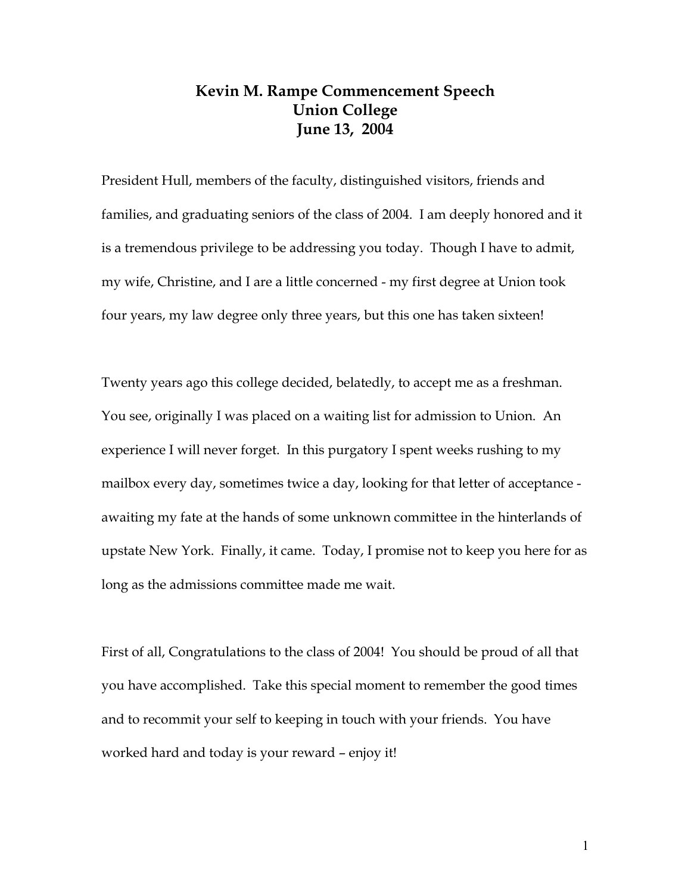# Kevin M. Rampe Commencement Speech
# Union College
# June 13, 2004

President Hull, members of the faculty, distinguished visitors, friends and families, and graduating seniors of the class of 2004. I am deeply honored and it is a tremendous privilege to be addressing you today. Though I have to admit, my wife, Christine, and I are a little concerned - my first degree at Union took four years, my law degree only three years, but this one has taken sixteen!

Twenty years ago this college decided, belatedly, to accept me as a freshman. You see, originally I was placed on a waiting list for admission to Union. An experience I will never forget. In this purgatory I spent weeks rushing to my mailbox every day, sometimes twice a day, looking for that letter of acceptance - awaiting my fate at the hands of some unknown committee in the hinterlands of upstate New York. Finally, it came. Today, I promise not to keep you here for as long as the admissions committee made me wait.

First of all, Congratulations to the class of 2004! You should be proud of all that you have accomplished. Take this special moment to remember the good times and to recommit your self to keeping in touch with your friends. You have worked hard and today is your reward – enjoy it!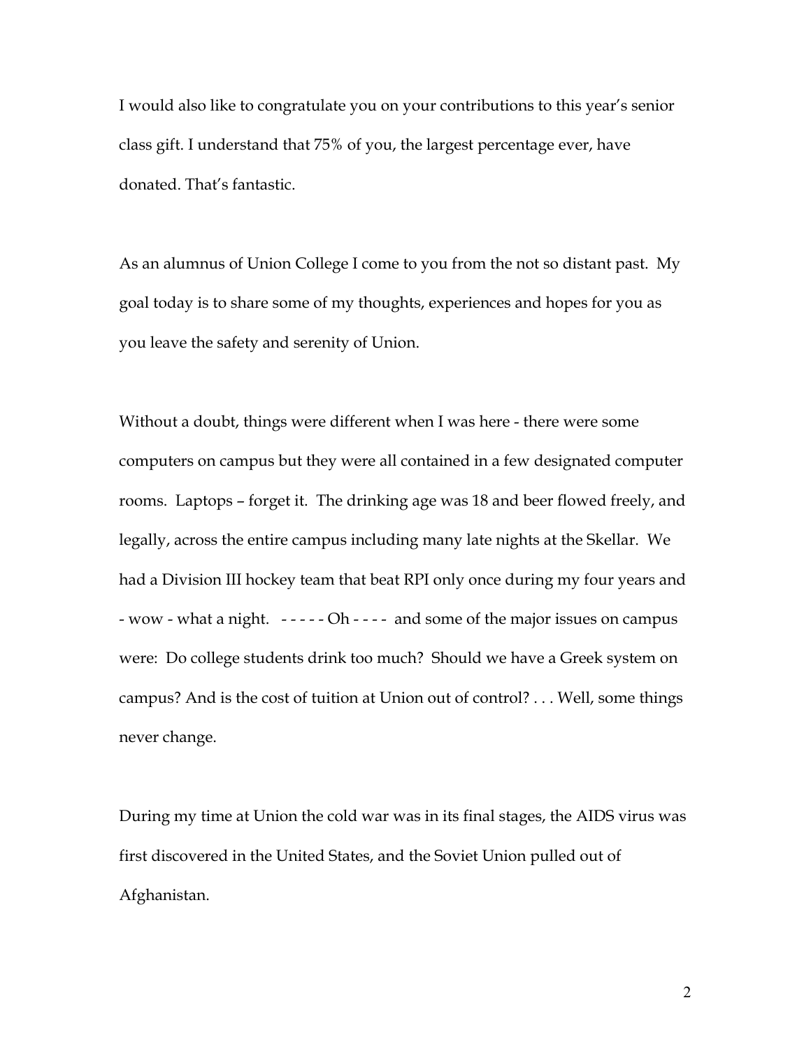I would also like to congratulate you on your contributions to this year's senior class gift. I understand that 75% of you, the largest percentage ever, have donated. That's fantastic.

As an alumnus of Union College I come to you from the not so distant past. My goal today is to share some of my thoughts, experiences and hopes for you as you leave the safety and serenity of Union.

Without a doubt, things were different when I was here - there were some computers on campus but they were all contained in a few designated computer rooms. Laptops – forget it. The drinking age was 18 and beer flowed freely, and legally, across the entire campus including many late nights at the Skellar. We had a Division III hockey team that beat RPI only once during my four years and - wow - what a night. - - - - - Oh - - - - and some of the major issues on campus were: Do college students drink too much? Should we have a Greek system on campus? And is the cost of tuition at Union out of control? . . . Well, some things never change.

During my time at Union the cold war was in its final stages, the AIDS virus was first discovered in the United States, and the Soviet Union pulled out of Afghanistan.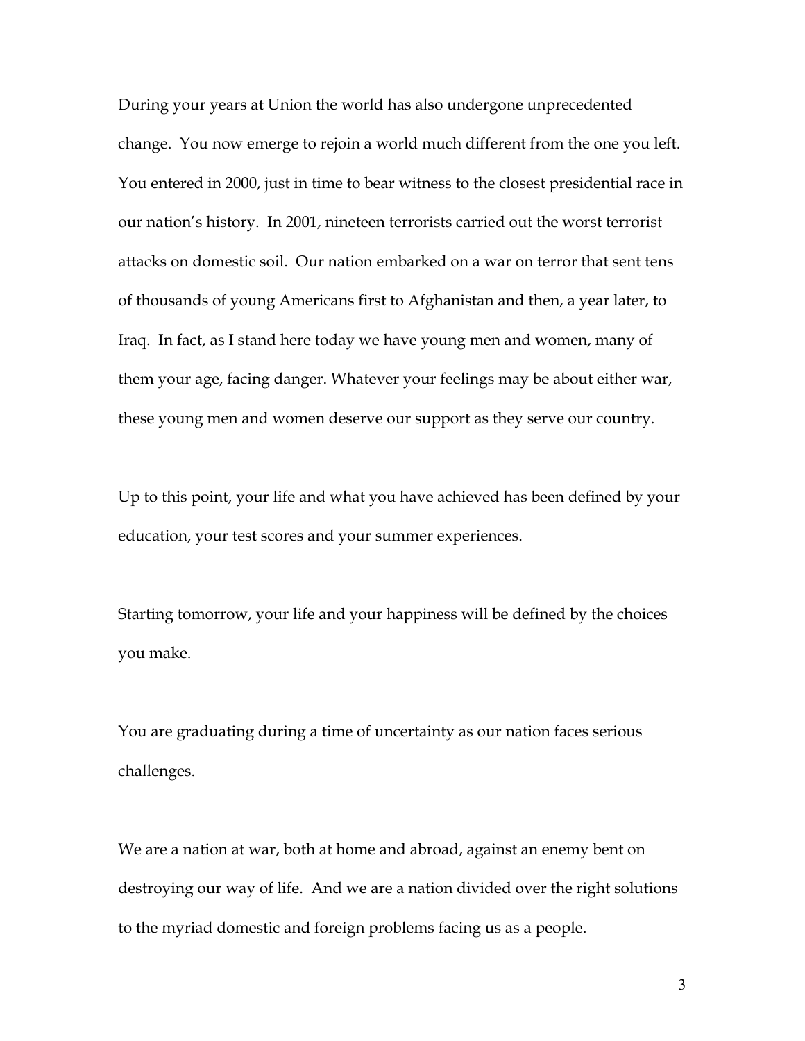During your years at Union the world has also undergone unprecedented change. You now emerge to rejoin a world much different from the one you left. You entered in 2000, just in time to bear witness to the closest presidential race in our nation's history. In 2001, nineteen terrorists carried out the worst terrorist attacks on domestic soil. Our nation embarked on a war on terror that sent tens of thousands of young Americans first to Afghanistan and then, a year later, to Iraq. In fact, as I stand here today we have young men and women, many of them your age, facing danger. Whatever your feelings may be about either war, these young men and women deserve our support as they serve our country.

Up to this point, your life and what you have achieved has been defined by your education, your test scores and your summer experiences.

Starting tomorrow, your life and your happiness will be defined by the choices you make.

You are graduating during a time of uncertainty as our nation faces serious challenges.

We are a nation at war, both at home and abroad, against an enemy bent on destroying our way of life. And we are a nation divided over the right solutions to the myriad domestic and foreign problems facing us as a people.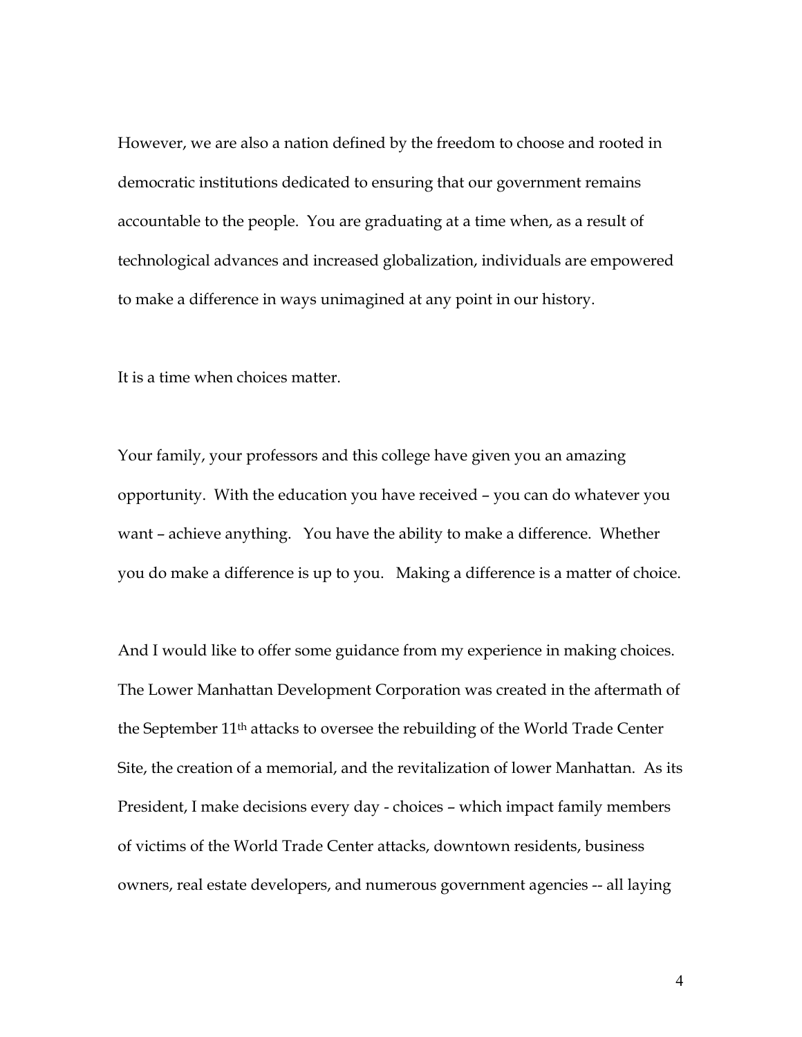However, we are also a nation defined by the freedom to choose and rooted in democratic institutions dedicated to ensuring that our government remains accountable to the people. You are graduating at a time when, as a result of technological advances and increased globalization, individuals are empowered to make a difference in ways unimagined at any point in our history.

It is a time when choices matter.

Your family, your professors and this college have given you an amazing opportunity. With the education you have received – you can do whatever you want – achieve anything. You have the ability to make a difference. Whether you do make a difference is up to you. Making a difference is a matter of choice.

And I would like to offer some guidance from my experience in making choices. The Lower Manhattan Development Corporation was created in the aftermath of the September 11th attacks to oversee the rebuilding of the World Trade Center Site, the creation of a memorial, and the revitalization of lower Manhattan. As its President, I make decisions every day - choices – which impact family members of victims of the World Trade Center attacks, downtown residents, business owners, real estate developers, and numerous government agencies -- all laying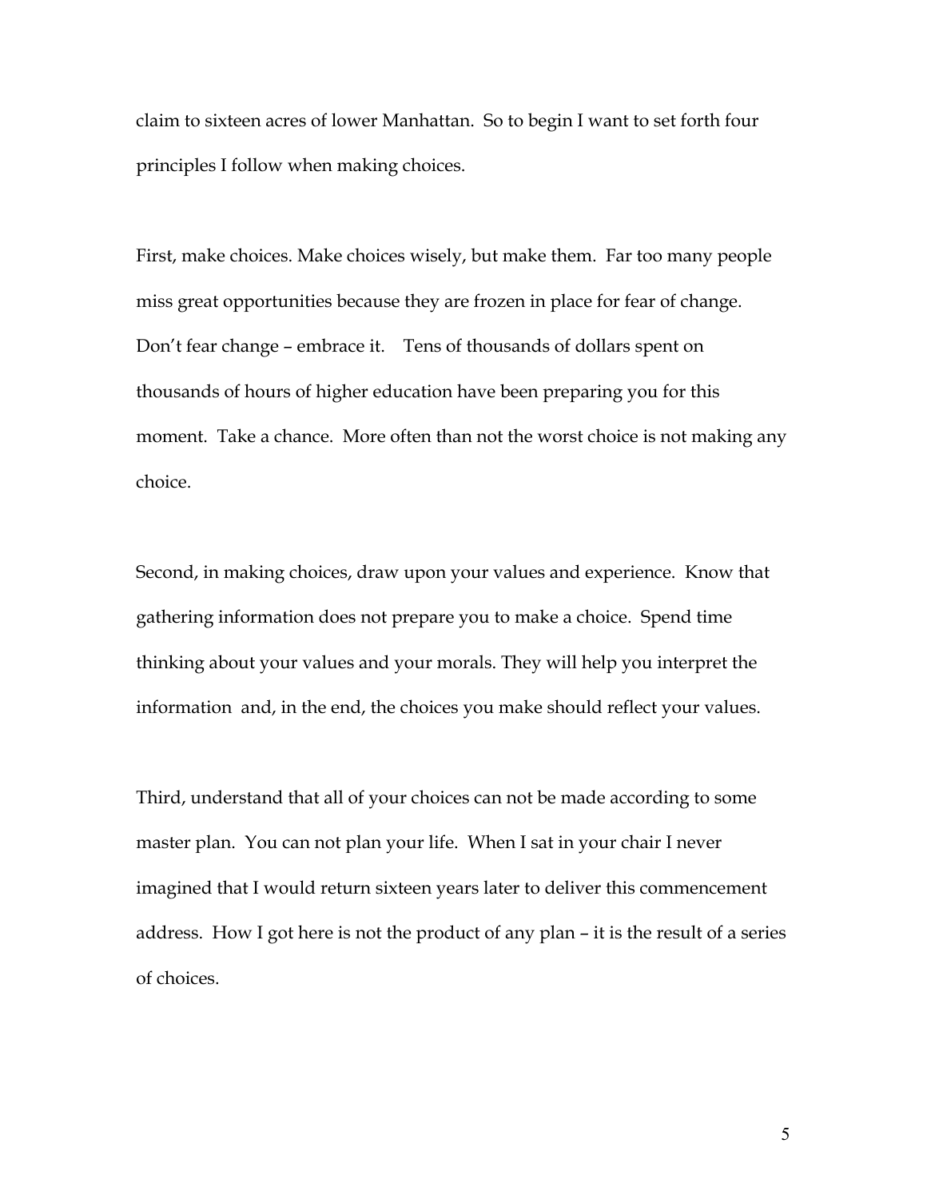claim to sixteen acres of lower Manhattan. So to begin I want to set forth four principles I follow when making choices.

First, make choices. Make choices wisely, but make them. Far too many people miss great opportunities because they are frozen in place for fear of change. Don't fear change – embrace it. Tens of thousands of dollars spent on thousands of hours of higher education have been preparing you for this moment. Take a chance. More often than not the worst choice is not making any choice.

Second, in making choices, draw upon your values and experience. Know that gathering information does not prepare you to make a choice. Spend time thinking about your values and your morals. They will help you interpret the information and, in the end, the choices you make should reflect your values.

Third, understand that all of your choices can not be made according to some master plan. You can not plan your life. When I sat in your chair I never imagined that I would return sixteen years later to deliver this commencement address. How I got here is not the product of any plan – it is the result of a series of choices.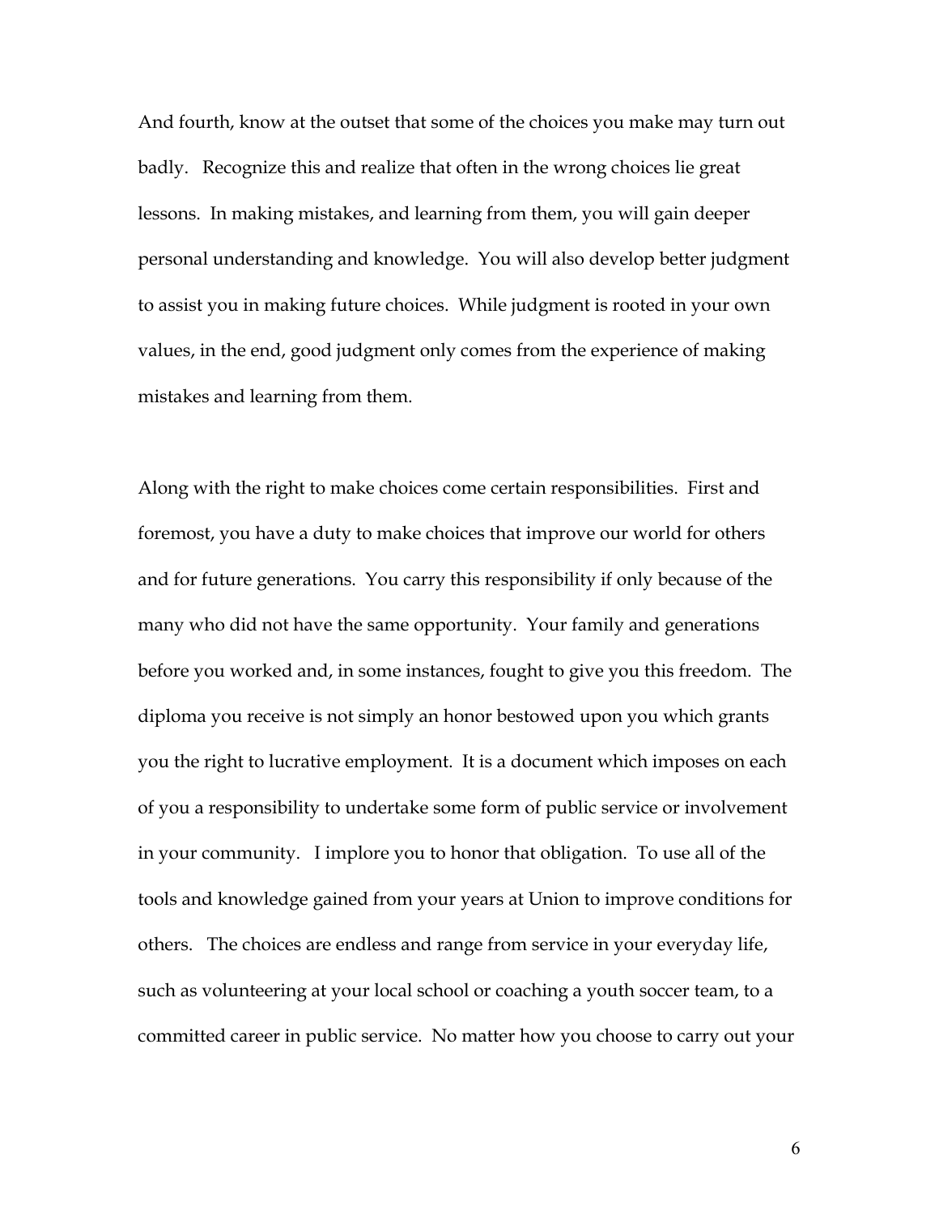And fourth, know at the outset that some of the choices you make may turn out badly. Recognize this and realize that often in the wrong choices lie great lessons. In making mistakes, and learning from them, you will gain deeper personal understanding and knowledge. You will also develop better judgment to assist you in making future choices. While judgment is rooted in your own values, in the end, good judgment only comes from the experience of making mistakes and learning from them.

Along with the right to make choices come certain responsibilities. First and foremost, you have a duty to make choices that improve our world for others and for future generations. You carry this responsibility if only because of the many who did not have the same opportunity. Your family and generations before you worked and, in some instances, fought to give you this freedom. The diploma you receive is not simply an honor bestowed upon you which grants you the right to lucrative employment. It is a document which imposes on each of you a responsibility to undertake some form of public service or involvement in your community. I implore you to honor that obligation. To use all of the tools and knowledge gained from your years at Union to improve conditions for others. The choices are endless and range from service in your everyday life, such as volunteering at your local school or coaching a youth soccer team, to a committed career in public service. No matter how you choose to carry out your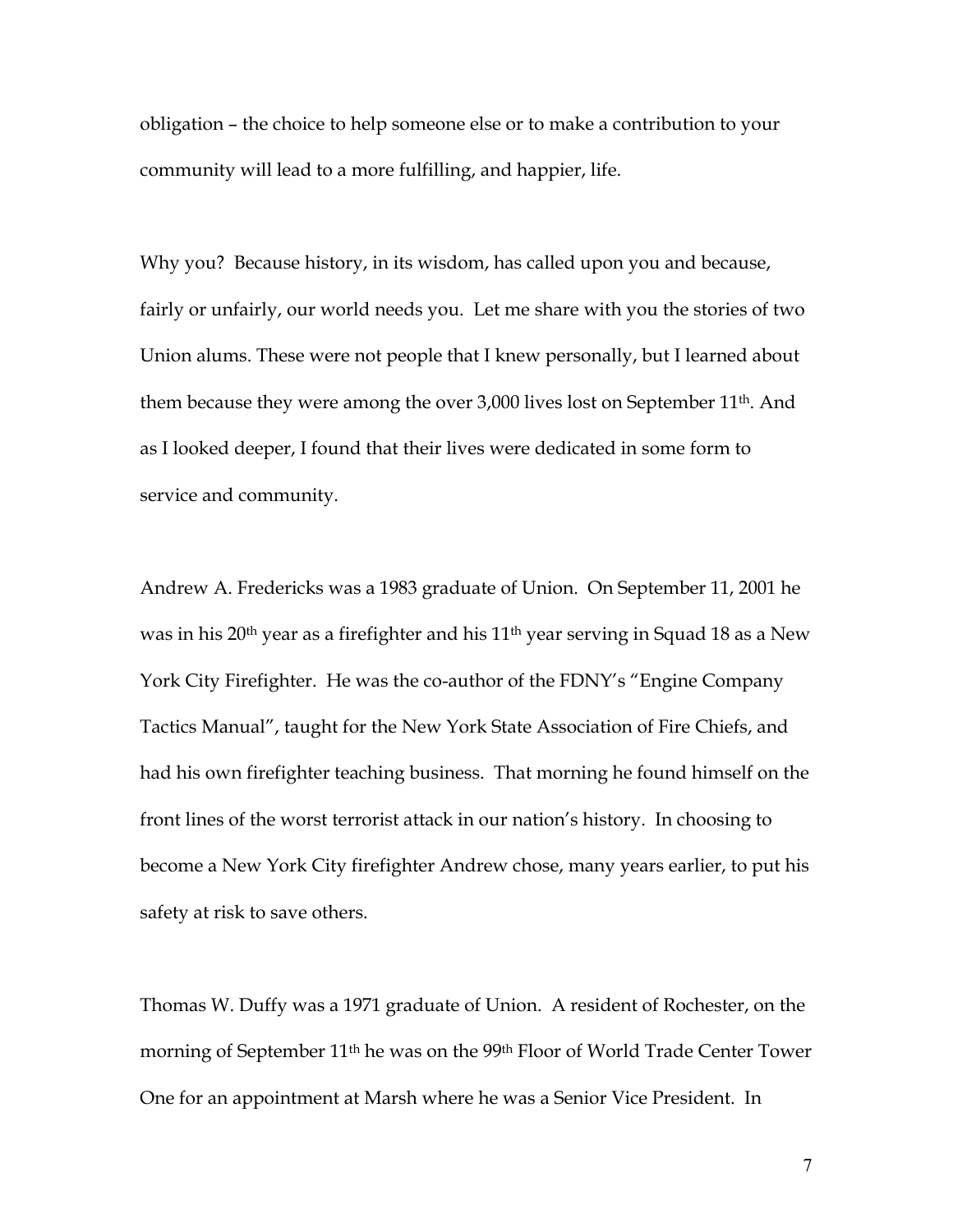obligation – the choice to help someone else or to make a contribution to your community will lead to a more fulfilling, and happier, life.

Why you? Because history, in its wisdom, has called upon you and because, fairly or unfairly, our world needs you. Let me share with you the stories of two Union alums. These were not people that I knew personally, but I learned about them because they were among the over 3,000 lives lost on September 11th. And as I looked deeper, I found that their lives were dedicated in some form to service and community.

Andrew A. Fredericks was a 1983 graduate of Union. On September 11, 2001 he was in his 20th year as a firefighter and his 11th year serving in Squad 18 as a New York City Firefighter. He was the co-author of the FDNY's "Engine Company Tactics Manual", taught for the New York State Association of Fire Chiefs, and had his own firefighter teaching business. That morning he found himself on the front lines of the worst terrorist attack in our nation's history. In choosing to become a New York City firefighter Andrew chose, many years earlier, to put his safety at risk to save others.

Thomas W. Duffy was a 1971 graduate of Union. A resident of Rochester, on the morning of September 11th he was on the 99th Floor of World Trade Center Tower One for an appointment at Marsh where he was a Senior Vice President. In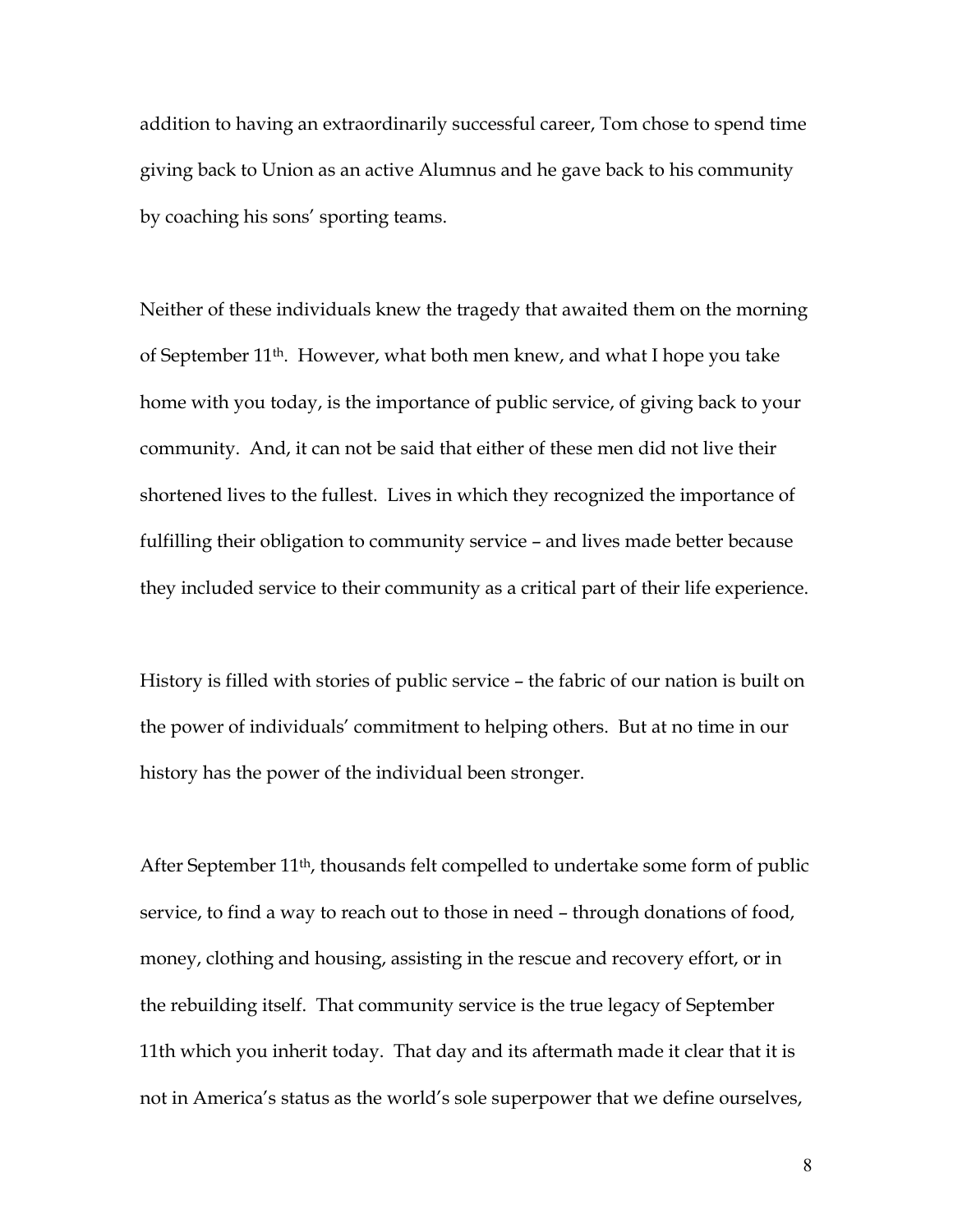addition to having an extraordinarily successful career, Tom chose to spend time giving back to Union as an active Alumnus and he gave back to his community by coaching his sons' sporting teams.

Neither of these individuals knew the tragedy that awaited them on the morning of September 11th. However, what both men knew, and what I hope you take home with you today, is the importance of public service, of giving back to your community. And, it can not be said that either of these men did not live their shortened lives to the fullest. Lives in which they recognized the importance of fulfilling their obligation to community service – and lives made better because they included service to their community as a critical part of their life experience.

History is filled with stories of public service – the fabric of our nation is built on the power of individuals' commitment to helping others. But at no time in our history has the power of the individual been stronger.

After September 11th, thousands felt compelled to undertake some form of public service, to find a way to reach out to those in need – through donations of food, money, clothing and housing, assisting in the rescue and recovery effort, or in the rebuilding itself. That community service is the true legacy of September 11th which you inherit today. That day and its aftermath made it clear that it is not in America's status as the world's sole superpower that we define ourselves,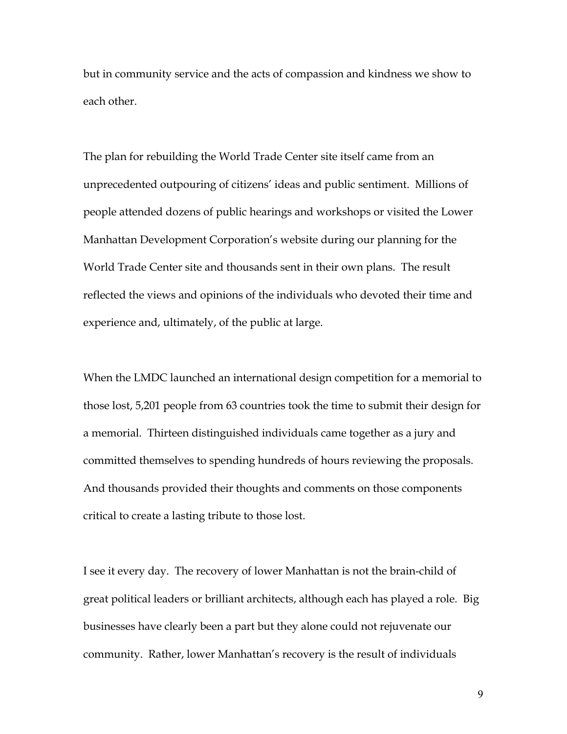but in community service and the acts of compassion and kindness we show to each other.

The plan for rebuilding the World Trade Center site itself came from an unprecedented outpouring of citizens' ideas and public sentiment. Millions of people attended dozens of public hearings and workshops or visited the Lower Manhattan Development Corporation's website during our planning for the World Trade Center site and thousands sent in their own plans. The result reflected the views and opinions of the individuals who devoted their time and experience and, ultimately, of the public at large.

When the LMDC launched an international design competition for a memorial to those lost, 5,201 people from 63 countries took the time to submit their design for a memorial. Thirteen distinguished individuals came together as a jury and committed themselves to spending hundreds of hours reviewing the proposals. And thousands provided their thoughts and comments on those components critical to create a lasting tribute to those lost.

I see it every day. The recovery of lower Manhattan is not the brain-child of great political leaders or brilliant architects, although each has played a role. Big businesses have clearly been a part but they alone could not rejuvenate our community. Rather, lower Manhattan's recovery is the result of individuals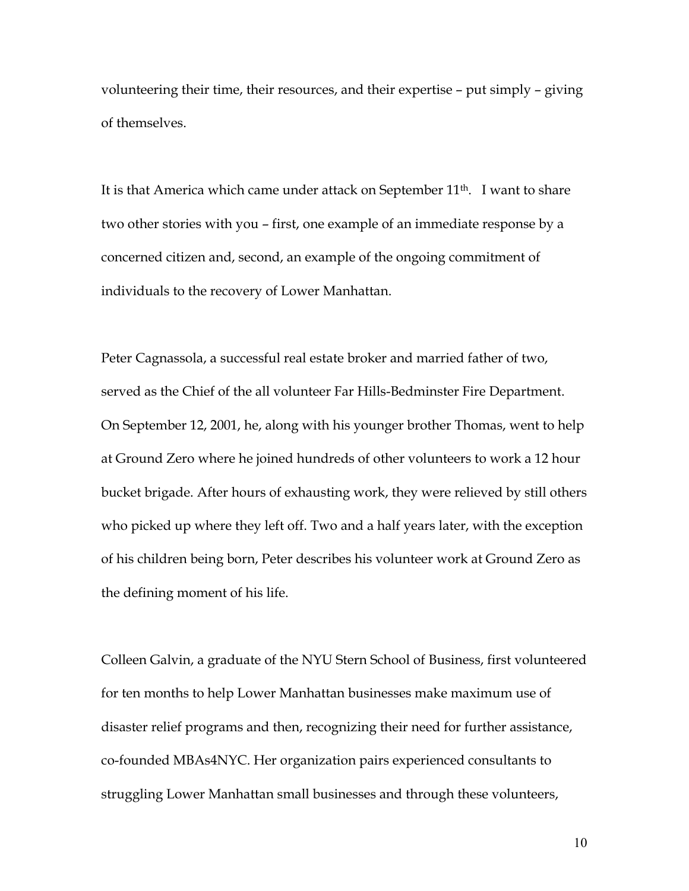volunteering their time, their resources, and their expertise – put simply – giving of themselves.

It is that America which came under attack on September 11th. I want to share two other stories with you – first, one example of an immediate response by a concerned citizen and, second, an example of the ongoing commitment of individuals to the recovery of Lower Manhattan.

Peter Cagnassola, a successful real estate broker and married father of two, served as the Chief of the all volunteer Far Hills-Bedminster Fire Department. On September 12, 2001, he, along with his younger brother Thomas, went to help at Ground Zero where he joined hundreds of other volunteers to work a 12 hour bucket brigade. After hours of exhausting work, they were relieved by still others who picked up where they left off. Two and a half years later, with the exception of his children being born, Peter describes his volunteer work at Ground Zero as the defining moment of his life.

Colleen Galvin, a graduate of the NYU Stern School of Business, first volunteered for ten months to help Lower Manhattan businesses make maximum use of disaster relief programs and then, recognizing their need for further assistance, co-founded MBAs4NYC. Her organization pairs experienced consultants to struggling Lower Manhattan small businesses and through these volunteers,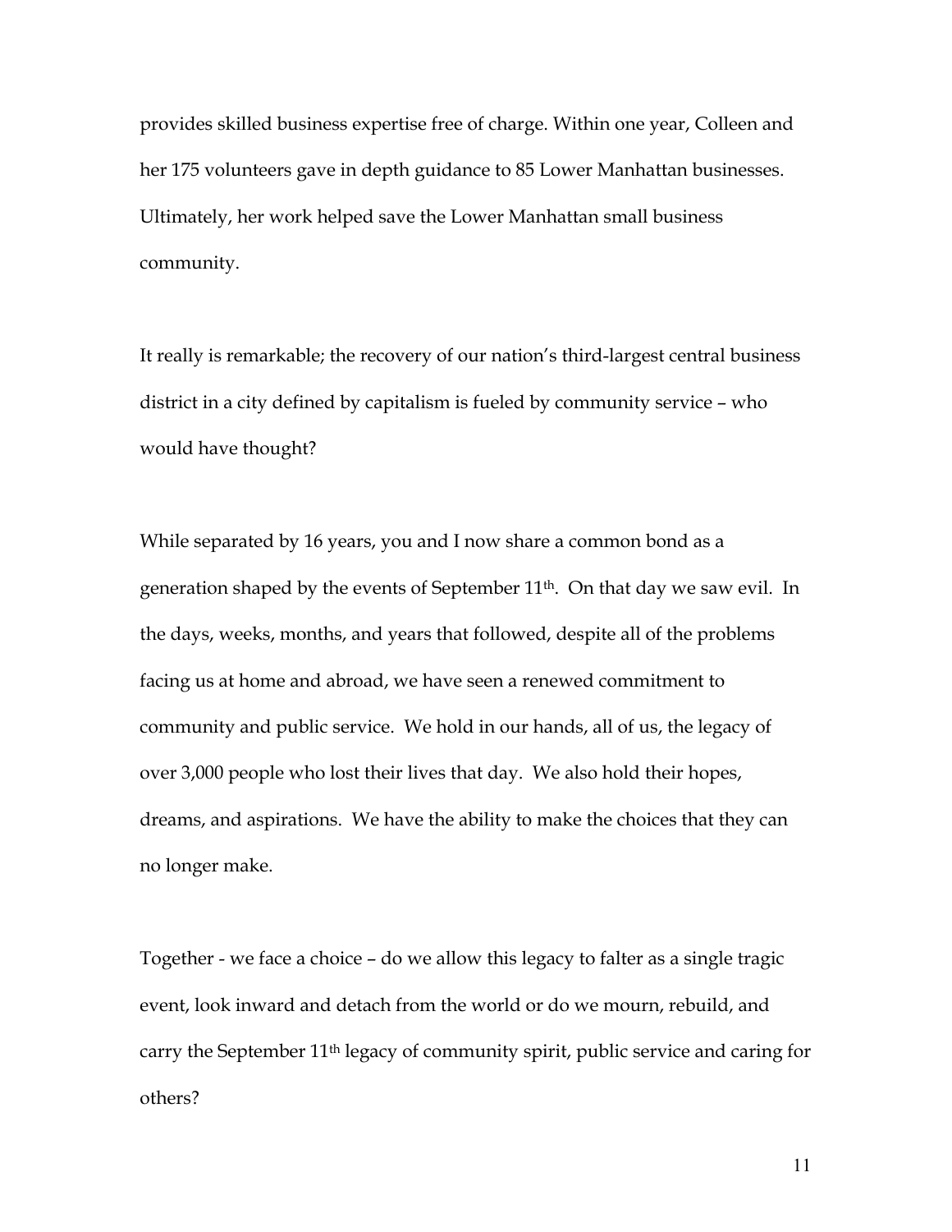provides skilled business expertise free of charge. Within one year, Colleen and her 175 volunteers gave in depth guidance to 85 Lower Manhattan businesses. Ultimately, her work helped save the Lower Manhattan small business community.

It really is remarkable; the recovery of our nation's third-largest central business district in a city defined by capitalism is fueled by community service – who would have thought?

While separated by 16 years, you and I now share a common bond as a generation shaped by the events of September 11th. On that day we saw evil. In the days, weeks, months, and years that followed, despite all of the problems facing us at home and abroad, we have seen a renewed commitment to community and public service. We hold in our hands, all of us, the legacy of over 3,000 people who lost their lives that day. We also hold their hopes, dreams, and aspirations. We have the ability to make the choices that they can no longer make.

Together - we face a choice – do we allow this legacy to falter as a single tragic event, look inward and detach from the world or do we mourn, rebuild, and carry the September 11th legacy of community spirit, public service and caring for others?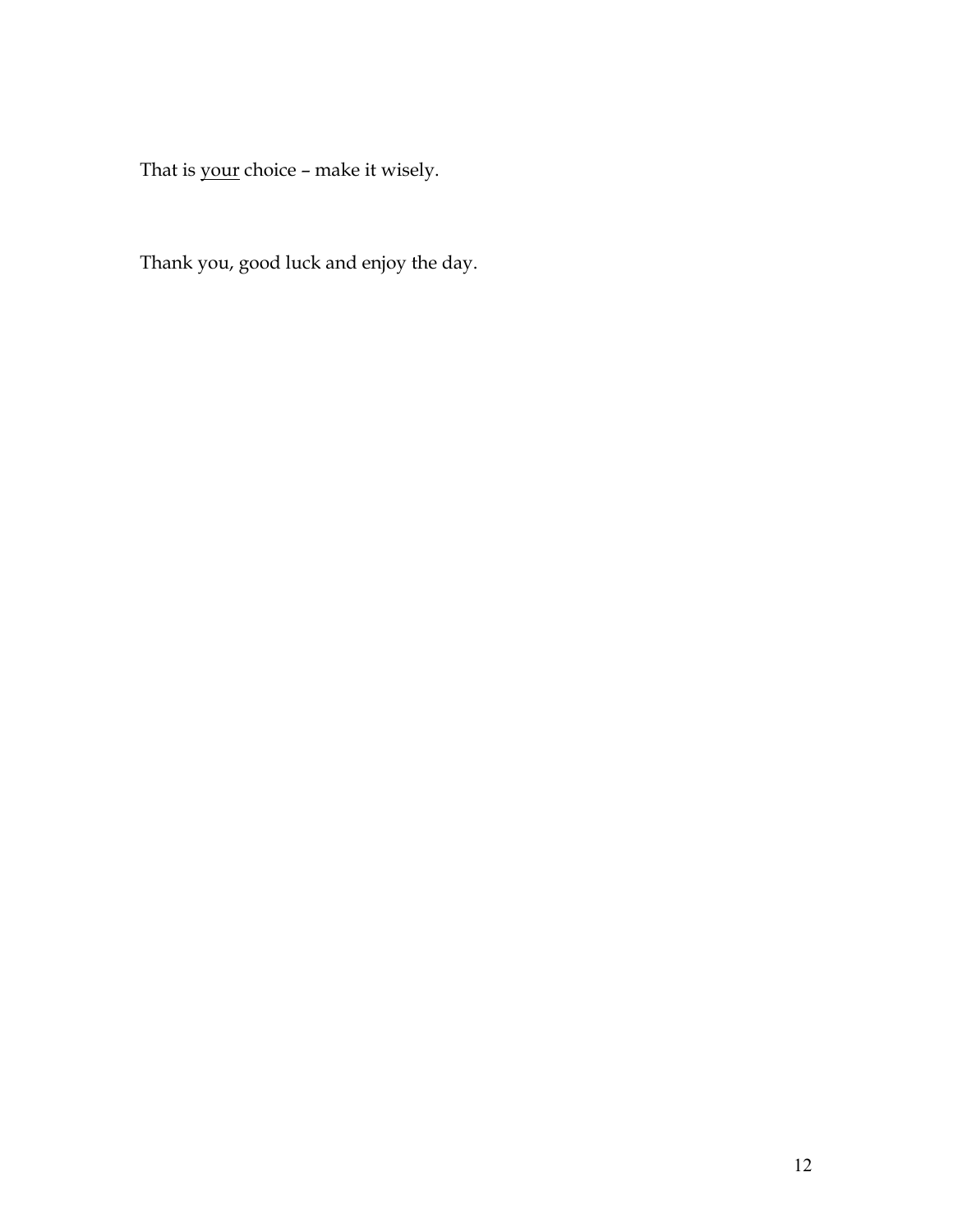That is <u>your</u> choice – make it wisely.

Thank you, good luck and enjoy the day.